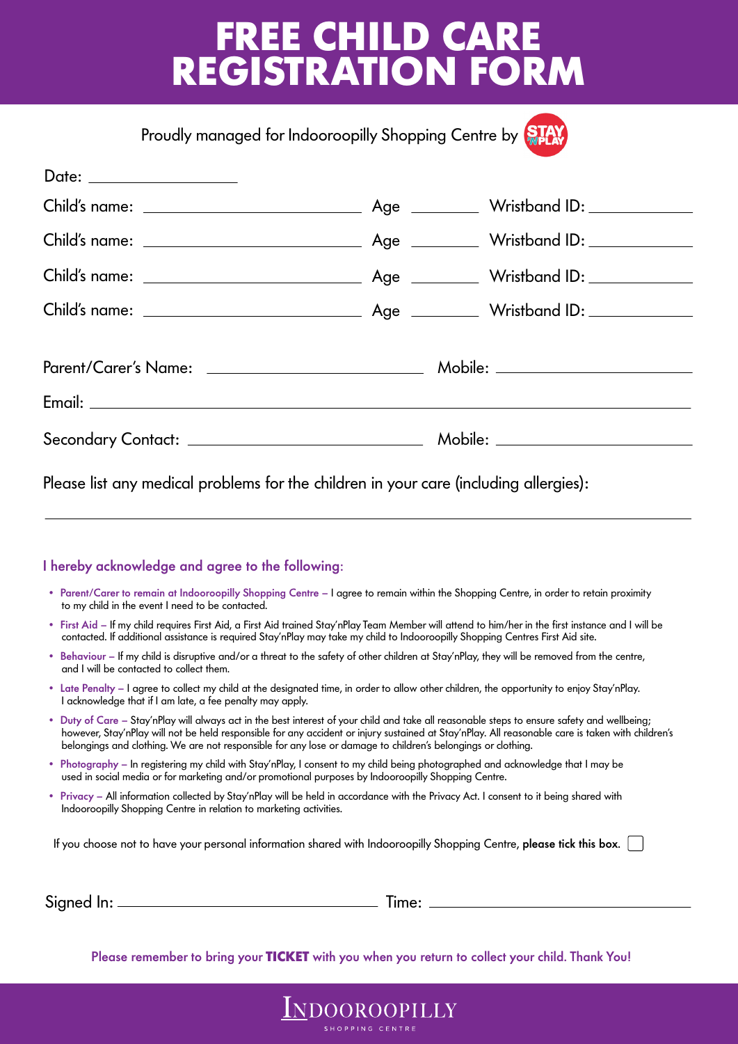# FREE CHILD CARE REGISTRATION FORM

Proudly managed for Indooroopilly Shopping Centre by STAY 'N PLAY

Date: ____________________

Child's name: ______________________________ Age __________ Wristband ID: ______________

Child's name: ______________________________ Age __________ Wristband ID: ______________

Child's name: ______________________________ Age __________ Wristband ID: ______________

Child's name: ______________________________ Age __________ Wristband ID: ______________

Parent/Carer's Name: ______________________________ Mobile: ____________________________

Email: ________________________________________________________________________________

Secondary Contact: ______________________________ Mobile: ____________________________

Please list any medical problems for the children in your care (including allergies):

________________________________________________________________________________

## I hereby acknowledge and agree to the following:

- **Parent/Carer to remain at Indooroopilly Shopping Centre –** I agree to remain within the Shopping Centre, in order to retain proximity to my child in the event I need to be contacted.
- **First Aid –** If my child requires First Aid, a First Aid trained Stay'nPlay Team Member will attend to him/her in the first instance and I will be contacted. If additional assistance is required Stay'nPlay may take my child to Indooroopilly Shopping Centres First Aid site.
- **Behaviour –** If my child is disruptive and/or a threat to the safety of other children at Stay'nPlay, they will be removed from the centre, and I will be contacted to collect them.
- **Late Penalty –** I agree to collect my child at the designated time, in order to allow other children, the opportunity to enjoy Stay'nPlay. I acknowledge that if I am late, a fee penalty may apply.
- **Duty of Care –** Stay'nPlay will always act in the best interest of your child and take all reasonable steps to ensure safety and wellbeing; however, Stay'nPlay will not be held responsible for any accident or injury sustained at Stay'nPlay. All reasonable care is taken with children's belongings and clothing. We are not responsible for any lose or damage to children's belongings or clothing.
- **Photography –** In registering my child with Stay'nPlay, I consent to my child being photographed and acknowledge that I may be used in social media or for marketing and/or promotional purposes by Indooroopilly Shopping Centre.
- **Privacy –** All information collected by Stay'nPlay will be held in accordance with the Privacy Act. I consent to it being shared with Indooroopilly Shopping Centre in relation to marketing activities.

If you choose not to have your personal information shared with Indooroopilly Shopping Centre, **please tick this box.** ☐

Signed In: ______________________________ Time: ______________________________

Please remember to bring your **TICKET** with you when you return to collect your child. Thank You!

INDOOROOPILLY SHOPPING CENTRE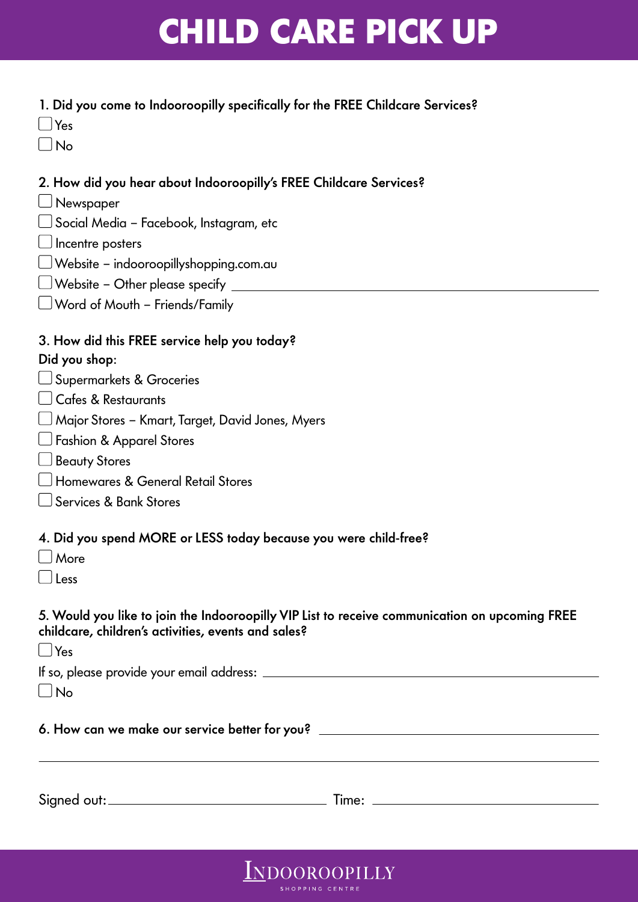# CHILD CARE PICK UP

**1. Did you come to Indooroopilly specifically for the FREE Childcare Services?**

- ☐ Yes
- ☐ No

**2. How did you hear about Indooroopilly's FREE Childcare Services?**

- ☐ Newspaper
- ☐ Social Media – Facebook, Instagram, etc
- ☐ Incentre posters
- ☐ Website – indooroopillyshopping.com.au
- ☐ Website – Other please specify ____________________
- ☐ Word of Mouth – Friends/Family

**3. How did this FREE service help you today?**

**Did you shop:**

- ☐ Supermarkets & Groceries
- ☐ Cafes & Restaurants
- ☐ Major Stores – Kmart, Target, David Jones, Myers
- ☐ Fashion & Apparel Stores
- ☐ Beauty Stores
- ☐ Homewares & General Retail Stores
- ☐ Services & Bank Stores

**4. Did you spend MORE or LESS today because you were child-free?**

- ☐ More
- ☐ Less

**5. Would you like to join the Indooroopilly VIP List to receive communication on upcoming FREE childcare, children's activities, events and sales?**

- ☐ Yes

If so, please provide your email address: ____________________

- ☐ No

**6. How can we make our service better for you?** ____________________

____________________

Signed out: ____________________ Time: ____________________

INDOOROOPILLY SHOPPING CENTRE